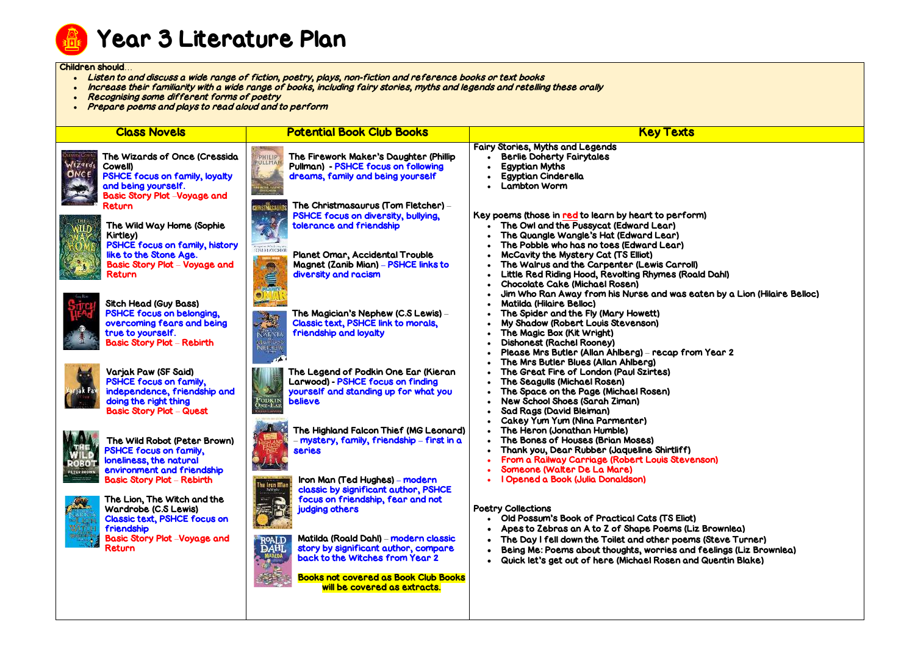# Year 3 Literature Plan

Children should…

- *Listen to and discuss a wide range of fiction, poetry, plays, non-fiction and reference books or text books*
- *Increase their familiarity with a wide range of books, including fairy stories, myths and legends and retelling these orally*
- *Recognising some different forms of poetry*
- *Prepare poems and plays to read aloud and to perform*

## Class Novels

**The Wizards of Once (Cressida Cowell)**
PSHCE focus on family, loyalty and being yourself.
Basic Story Plot – Voyage and Return

**The Wild Way Home (Sophie Kirtley)**
PSHCE focus on family, history like to the Stone Age.
Basic Story Plot – Voyage and Return

**Sitch Head (Guy Bass)**
PSHCE focus on belonging, overcoming fears and being true to yourself.
Basic Story Plot – Rebirth

**Varjak Paw (SF Said)**
PSHCE focus on family, independence, friendship and doing the right thing
Basic Story Plot – Quest

**The Wild Robot (Peter Brown)**
PSHCE focus on family, loneliness, the natural environment and friendship
Basic Story Plot – Rebirth

**The Lion, The Witch and the Wardrobe (C.S Lewis)**
Classic text, PSHCE focus on friendship
Basic Story Plot – Voyage and Return

## Potential Book Club Books

**The Firework Maker's Daughter (Phillip Pullman)** - PSHCE focus on following dreams, family and being yourself

**The Christmasaurus (Tom Fletcher)** – PSHCE focus on diversity, bullying, tolerance and friendship

**Planet Omar, Accidental Trouble Magnet (Zanib Mian)** – PSHCE links to diversity and racism

**The Magician's Nephew (C.S Lewis)** – Classic text, PSHCE link to morals, friendship and loyalty

**The Legend of Podkin One Ear (Kieran Larwood)** - PSHCE focus on finding yourself and standing up for what you believe

**The Highland Falcon Thief (MG Leonard)** – mystery, family, friendship – first in a series

**Iron Man (Ted Hughes)** – modern classic by significant author, PSHCE focus on friendship, fear and not judging others

**Matilda (Roald Dahl)** – modern classic story by significant author, compare back to the Witches from Year 2

**Books not covered as Book Club Books will be covered as extracts.**

## Key Texts

**Fairy Stories, Myths and Legends**

- Berlie Doherty Fairytales
- Egyptian Myths
- Egyptian Cinderella
- Lambton Worm

**Key poems (those in red to learn by heart to perform)**

- The Owl and the Pussycat (Edward Lear)
- The Quangle Wangle's Hat (Edward Lear)
- The Pobble who has no toes (Edward Lear)
- McCavity the Mystery Cat (TS Elliot)
- The Walrus and the Carpenter (Lewis Carroll)
- Little Red Riding Hood, Revolting Rhymes (Roald Dahl)
- Chocolate Cake (Michael Rosen)
- Jim Who Ran Away from his Nurse and was eaten by a Lion (Hilaire Belloc)
- Matilda (Hilaire Belloc)
- The Spider and the Fly (Mary Howett)
- My Shadow (Robert Louis Stevenson)
- The Magic Box (Kit Wright)
- Dishonest (Rachel Rooney)
- Please Mrs Butler (Allan Ahlberg) – recap from Year 2
- The Mrs Butler Blues (Allan Ahlberg)
- The Great Fire of London (Paul Szirtes)
- The Seagulls (Michael Rosen)
- The Space on the Page (Michael Rosen)
- New School Shoes (Sarah Ziman)
- Sad Rags (David Bleiman)
- Cakey Yum Yum (Nina Parmenter)
- The Heron (Jonathan Humble)
- The Bones of Houses (Brian Moses)
- Thank you, Dear Rubber (Jaqueline Shirtliff)
- From a Railway Carriage (Robert Louis Stevenson)
- Someone (Walter De La Mare)
- I Opened a Book (Julia Donaldson)

**Poetry Collections**

- Old Possum's Book of Practical Cats (TS Eliot)
- Apes to Zebras an A to Z of Shape Poems (Liz Brownlea)
- The Day I fell down the Toilet and other poems (Steve Turner)
- Being Me: Poems about thoughts, worries and feelings (Liz Brownlea)
- Quick let's get out of here (Michael Rosen and Quentin Blake)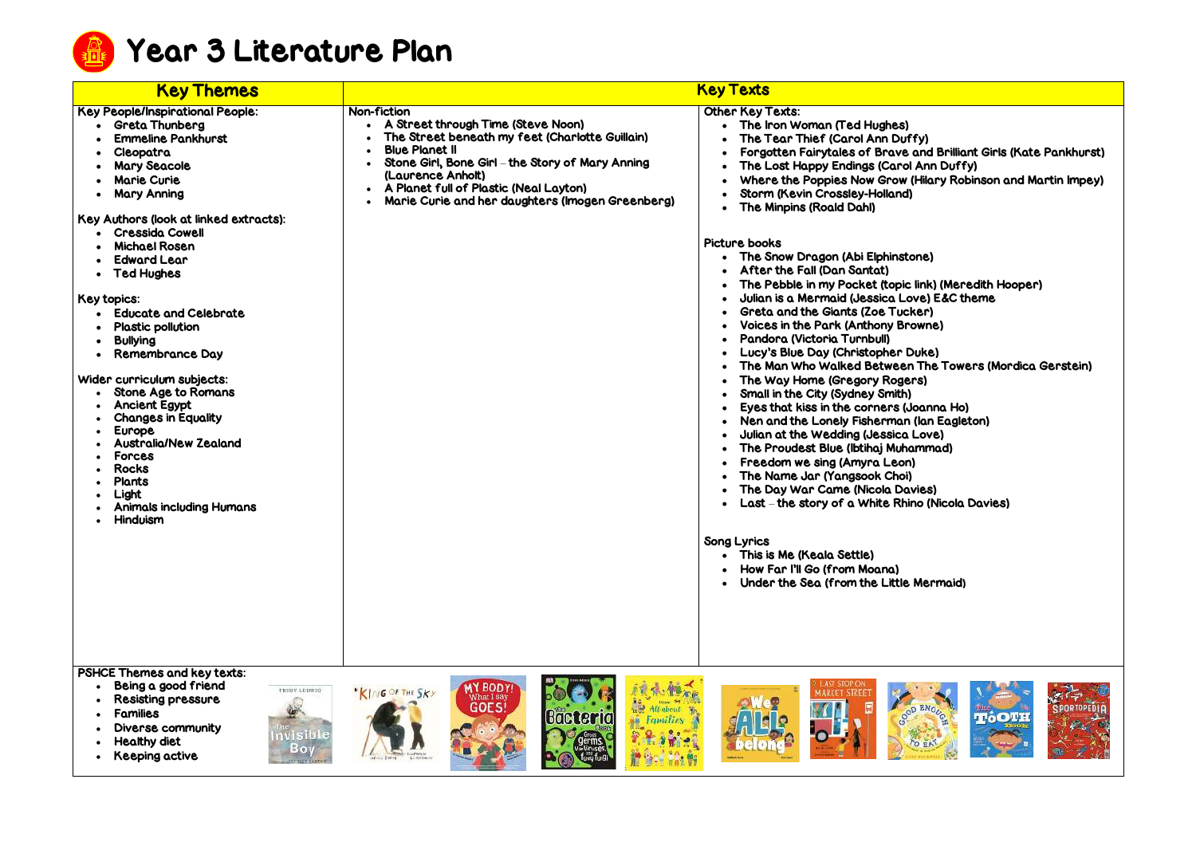# Year 3 Literature Plan

## Key Themes

**Key People/Inspirational People:**
- Greta Thunberg
- Emmeline Pankhurst
- Cleopatra
- Mary Seacole
- Marie Curie
- Mary Anning

**Key Authors (look at linked extracts):**
- Cressida Cowell
- Michael Rosen
- Edward Lear
- Ted Hughes

**Key topics:**
- Educate and Celebrate
- Plastic pollution
- Bullying
- Remembrance Day

**Wider curriculum subjects:**
- Stone Age to Romans
- Ancient Egypt
- Changes in Equality
- Europe
- Australia/New Zealand
- Forces
- Rocks
- Plants
- Light
- Animals including Humans
- Hinduism

## Key Texts

**Non-fiction**
- A Street through Time (Steve Noon)
- The Street beneath my feet (Charlotte Guillain)
- Blue Planet II
- Stone Girl, Bone Girl – the Story of Mary Anning (Laurence Anholt)
- A Planet full of Plastic (Neal Layton)
- Marie Curie and her daughters (Imogen Greenberg)

**Other Key Texts:**
- The Iron Woman (Ted Hughes)
- The Tear Thief (Carol Ann Duffy)
- Forgotten Fairytales of Brave and Brilliant Girls (Kate Pankhurst)
- The Lost Happy Endings (Carol Ann Duffy)
- Where the Poppies Now Grow (Hilary Robinson and Martin Impey)
- Storm (Kevin Crossley-Holland)
- The Minpins (Roald Dahl)

**Picture books**
- The Snow Dragon (Abi Elphinstone)
- After the Fall (Dan Santat)
- The Pebble in my Pocket (topic link) (Meredith Hooper)
- Julian is a Mermaid (Jessica Love) E&C theme
- Greta and the Giants (Zoe Tucker)
- Voices in the Park (Anthony Browne)
- Pandora (Victoria Turnbull)
- Lucy's Blue Day (Christopher Duke)
- The Man Who Walked Between The Towers (Mordica Gerstein)
- The Way Home (Gregory Rogers)
- Small in the City (Sydney Smith)
- Eyes that kiss in the corners (Joanna Ho)
- Nen and the Lonely Fisherman (Ian Eagleton)
- Julian at the Wedding (Jessica Love)
- The Proudest Blue (Ibtihaj Muhammad)
- Freedom we sing (Amyra Leon)
- The Name Jar (Yangsook Choi)
- The Day War Came (Nicola Davies)
- Last – the story of a White Rhino (Nicola Davies)

**Song Lyrics**
- This is Me (Keala Settle)
- How Far I'll Go (from Moana)
- Under the Sea (from the Little Mermaid)

**PSHCE Themes and key texts:**
- Being a good friend
- Resisting pressure
- Families
- Diverse community
- Healthy diet
- Keeping active